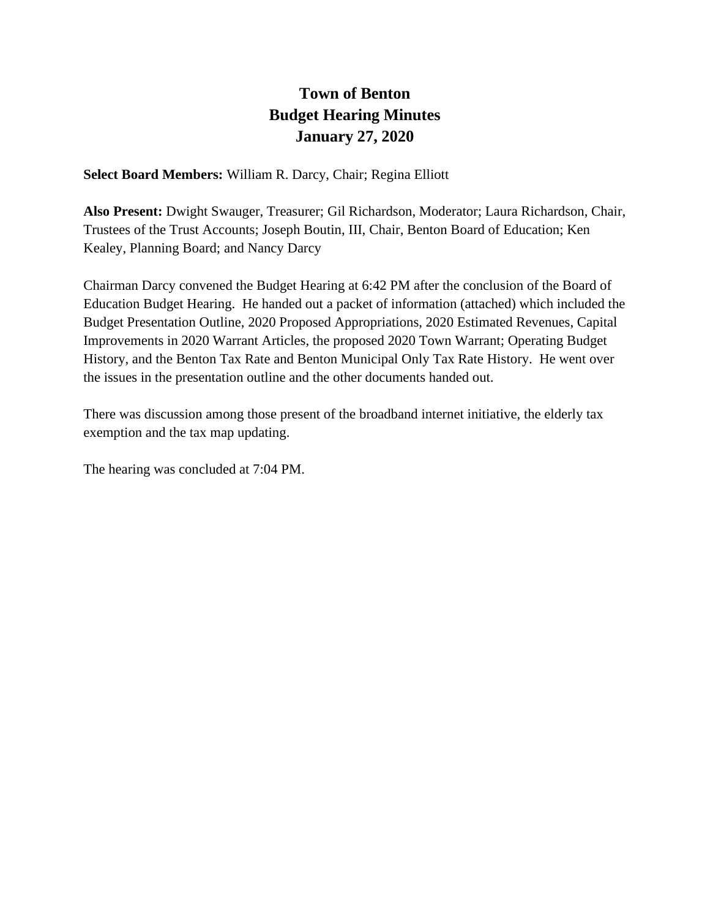# Town of Benton
# Budget Hearing Minutes
# January 27, 2020

**Select Board Members:** William R. Darcy, Chair; Regina Elliott

**Also Present:** Dwight Swauger, Treasurer; Gil Richardson, Moderator; Laura Richardson, Chair, Trustees of the Trust Accounts; Joseph Boutin, III, Chair, Benton Board of Education; Ken Kealey, Planning Board; and Nancy Darcy

Chairman Darcy convened the Budget Hearing at 6:42 PM after the conclusion of the Board of Education Budget Hearing. He handed out a packet of information (attached) which included the Budget Presentation Outline, 2020 Proposed Appropriations, 2020 Estimated Revenues, Capital Improvements in 2020 Warrant Articles, the proposed 2020 Town Warrant; Operating Budget History, and the Benton Tax Rate and Benton Municipal Only Tax Rate History. He went over the issues in the presentation outline and the other documents handed out.

There was discussion among those present of the broadband internet initiative, the elderly tax exemption and the tax map updating.

The hearing was concluded at 7:04 PM.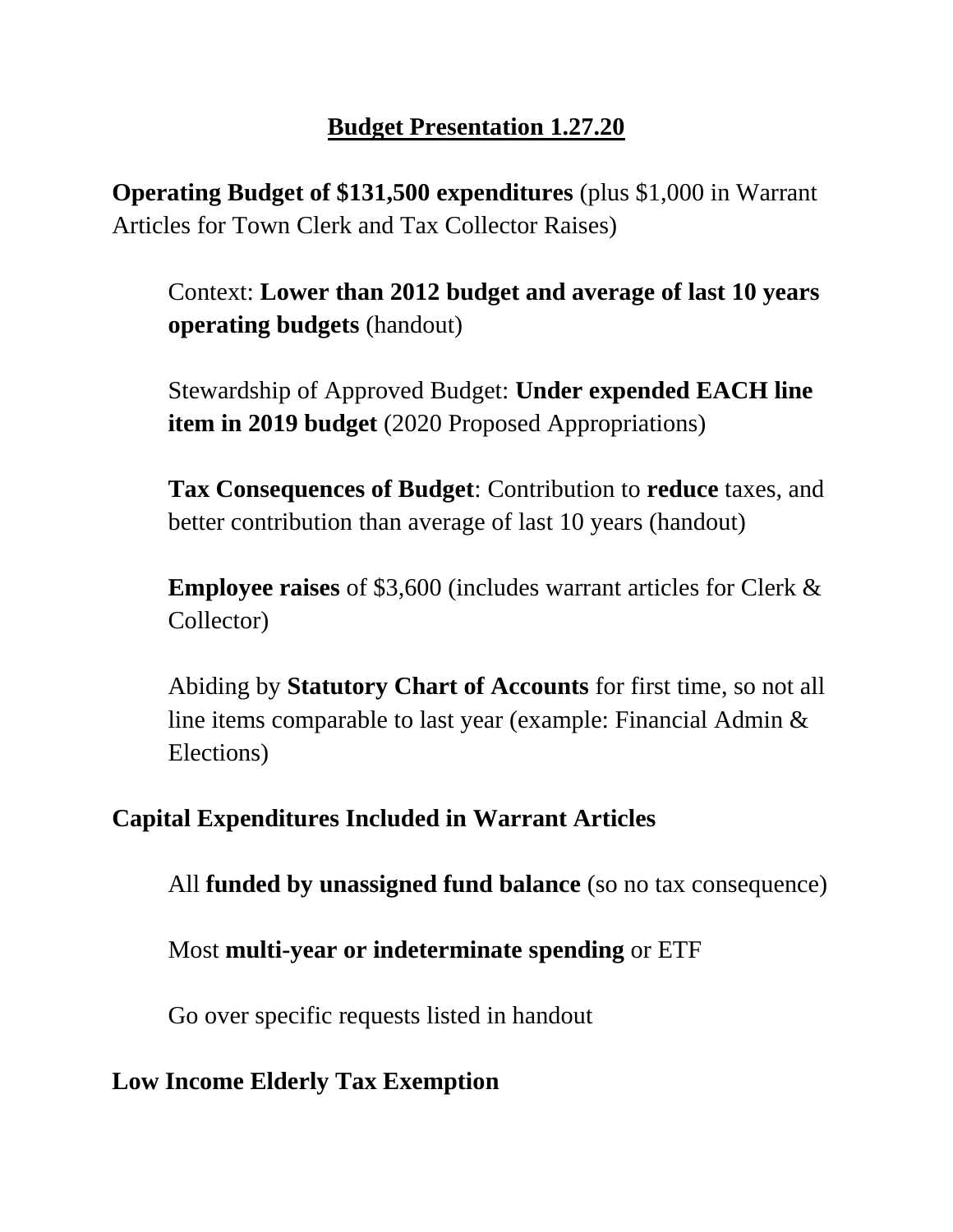# Budget Presentation 1.27.20

**Operating Budget of $131,500 expenditures** (plus $1,000 in Warrant Articles for Town Clerk and Tax Collector Raises)

> Context: **Lower than 2012 budget and average of last 10 years operating budgets** (handout)
>
> Stewardship of Approved Budget: **Under expended EACH line item in 2019 budget** (2020 Proposed Appropriations)
>
> **Tax Consequences of Budget**: Contribution to **reduce** taxes, and better contribution than average of last 10 years (handout)
>
> **Employee raises** of $3,600 (includes warrant articles for Clerk & Collector)
>
> Abiding by **Statutory Chart of Accounts** for first time, so not all line items comparable to last year (example: Financial Admin & Elections)

**Capital Expenditures Included in Warrant Articles**

> All **funded by unassigned fund balance** (so no tax consequence)
>
> Most **multi-year or indeterminate spending** or ETF
>
> Go over specific requests listed in handout

**Low Income Elderly Tax Exemption**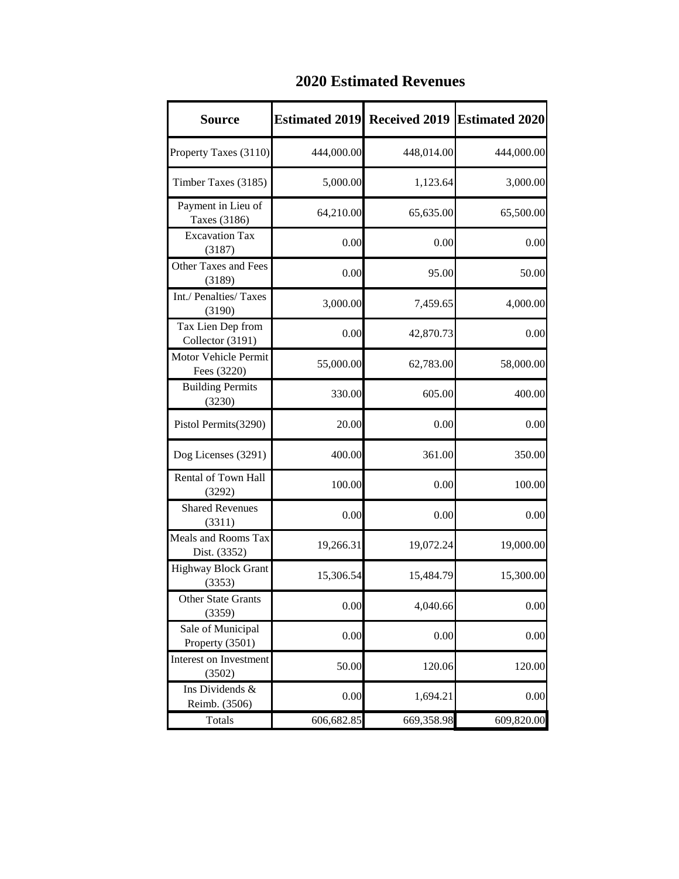# 2020 Estimated Revenues

| Source | Estimated 2019 | Received 2019 | Estimated 2020 |
|---|---|---|---|
| Property Taxes (3110) | 444,000.00 | 448,014.00 | 444,000.00 |
| Timber Taxes (3185) | 5,000.00 | 1,123.64 | 3,000.00 |
| Payment in Lieu of Taxes (3186) | 64,210.00 | 65,635.00 | 65,500.00 |
| Excavation Tax (3187) | 0.00 | 0.00 | 0.00 |
| Other Taxes and Fees (3189) | 0.00 | 95.00 | 50.00 |
| Int./ Penalties/ Taxes (3190) | 3,000.00 | 7,459.65 | 4,000.00 |
| Tax Lien Dep from Collector (3191) | 0.00 | 42,870.73 | 0.00 |
| Motor Vehicle Permit Fees (3220) | 55,000.00 | 62,783.00 | 58,000.00 |
| Building Permits (3230) | 330.00 | 605.00 | 400.00 |
| Pistol Permits(3290) | 20.00 | 0.00 | 0.00 |
| Dog Licenses (3291) | 400.00 | 361.00 | 350.00 |
| Rental of Town Hall (3292) | 100.00 | 0.00 | 100.00 |
| Shared Revenues (3311) | 0.00 | 0.00 | 0.00 |
| Meals and Rooms Tax Dist. (3352) | 19,266.31 | 19,072.24 | 19,000.00 |
| Highway Block Grant (3353) | 15,306.54 | 15,484.79 | 15,300.00 |
| Other State Grants (3359) | 0.00 | 4,040.66 | 0.00 |
| Sale of Municipal Property (3501) | 0.00 | 0.00 | 0.00 |
| Interest on Investment (3502) | 50.00 | 120.06 | 120.00 |
| Ins Dividends & Reimb. (3506) | 0.00 | 1,694.21 | 0.00 |
| Totals | 606,682.85 | 669,358.98 | 609,820.00 |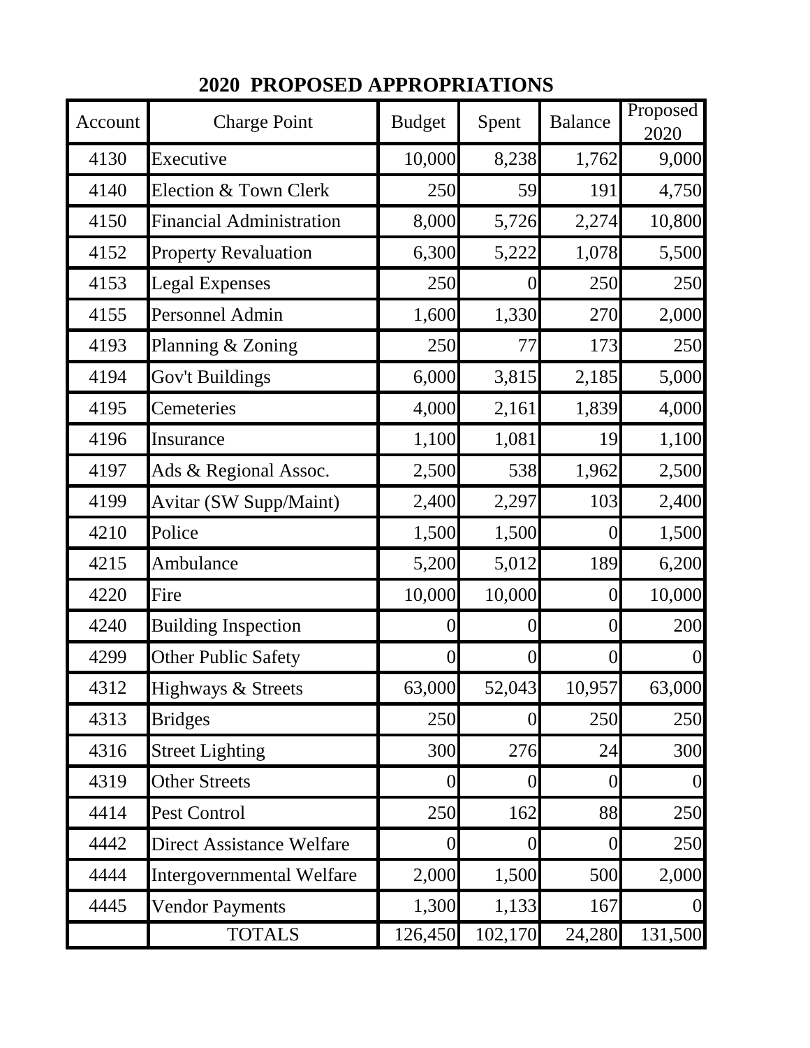## 2020 PROPOSED APPROPRIATIONS

| Account | Charge Point | Budget | Spent | Balance | Proposed 2020 |
|---|---|---|---|---|---|
| 4130 | Executive | 10,000 | 8,238 | 1,762 | 9,000 |
| 4140 | Election & Town Clerk | 250 | 59 | 191 | 4,750 |
| 4150 | Financial Administration | 8,000 | 5,726 | 2,274 | 10,800 |
| 4152 | Property Revaluation | 6,300 | 5,222 | 1,078 | 5,500 |
| 4153 | Legal Expenses | 250 | 0 | 250 | 250 |
| 4155 | Personnel Admin | 1,600 | 1,330 | 270 | 2,000 |
| 4193 | Planning & Zoning | 250 | 77 | 173 | 250 |
| 4194 | Gov't Buildings | 6,000 | 3,815 | 2,185 | 5,000 |
| 4195 | Cemeteries | 4,000 | 2,161 | 1,839 | 4,000 |
| 4196 | Insurance | 1,100 | 1,081 | 19 | 1,100 |
| 4197 | Ads & Regional Assoc. | 2,500 | 538 | 1,962 | 2,500 |
| 4199 | Avitar (SW Supp/Maint) | 2,400 | 2,297 | 103 | 2,400 |
| 4210 | Police | 1,500 | 1,500 | 0 | 1,500 |
| 4215 | Ambulance | 5,200 | 5,012 | 189 | 6,200 |
| 4220 | Fire | 10,000 | 10,000 | 0 | 10,000 |
| 4240 | Building Inspection | 0 | 0 | 0 | 200 |
| 4299 | Other Public Safety | 0 | 0 | 0 | 0 |
| 4312 | Highways & Streets | 63,000 | 52,043 | 10,957 | 63,000 |
| 4313 | Bridges | 250 | 0 | 250 | 250 |
| 4316 | Street Lighting | 300 | 276 | 24 | 300 |
| 4319 | Other Streets | 0 | 0 | 0 | 0 |
| 4414 | Pest Control | 250 | 162 | 88 | 250 |
| 4442 | Direct Assistance Welfare | 0 | 0 | 0 | 250 |
| 4444 | Intergovernmental Welfare | 2,000 | 1,500 | 500 | 2,000 |
| 4445 | Vendor Payments | 1,300 | 1,133 | 167 | 0 |
| | TOTALS | 126,450 | 102,170 | 24,280 | 131,500 |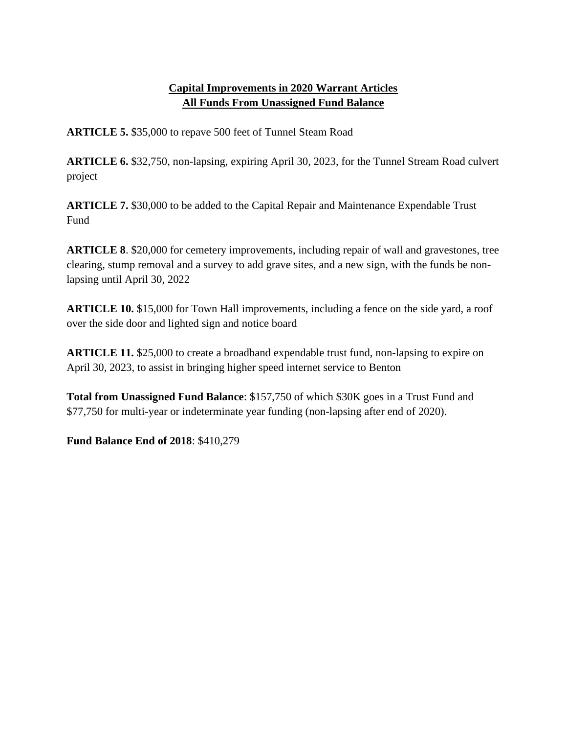## Capital Improvements in 2020 Warrant Articles
## All Funds From Unassigned Fund Balance

**ARTICLE 5.** $35,000 to repave 500 feet of Tunnel Steam Road

**ARTICLE 6.** $32,750, non-lapsing, expiring April 30, 2023, for the Tunnel Stream Road culvert project

**ARTICLE 7.** $30,000 to be added to the Capital Repair and Maintenance Expendable Trust Fund

**ARTICLE 8**. $20,000 for cemetery improvements, including repair of wall and gravestones, tree clearing, stump removal and a survey to add grave sites, and a new sign, with the funds be non-lapsing until April 30, 2022

**ARTICLE 10.** $15,000 for Town Hall improvements, including a fence on the side yard, a roof over the side door and lighted sign and notice board

**ARTICLE 11.** $25,000 to create a broadband expendable trust fund, non-lapsing to expire on April 30, 2023, to assist in bringing higher speed internet service to Benton

**Total from Unassigned Fund Balance**: $157,750 of which $30K goes in a Trust Fund and $77,750 for multi-year or indeterminate year funding (non-lapsing after end of 2020).

**Fund Balance End of 2018**: $410,279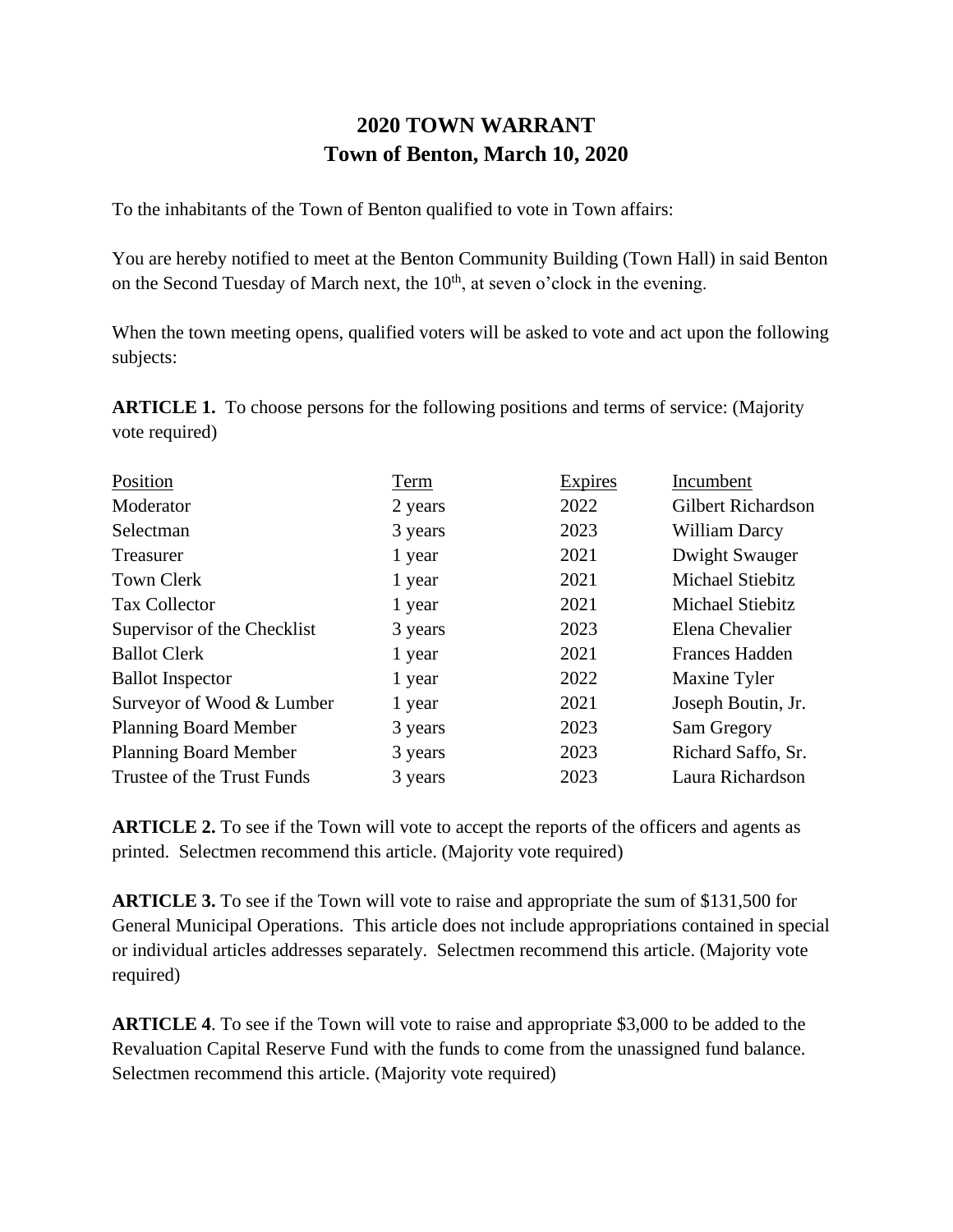# 2020 TOWN WARRANT
# Town of Benton, March 10, 2020

To the inhabitants of the Town of Benton qualified to vote in Town affairs:

You are hereby notified to meet at the Benton Community Building (Town Hall) in said Benton on the Second Tuesday of March next, the 10th, at seven o'clock in the evening.

When the town meeting opens, qualified voters will be asked to vote and act upon the following subjects:

**ARTICLE 1.** To choose persons for the following positions and terms of service: (Majority vote required)

| Position | Term | Expires | Incumbent |
|---|---|---|---|
| Moderator | 2 years | 2022 | Gilbert Richardson |
| Selectman | 3 years | 2023 | William Darcy |
| Treasurer | 1 year | 2021 | Dwight Swauger |
| Town Clerk | 1 year | 2021 | Michael Stiebitz |
| Tax Collector | 1 year | 2021 | Michael Stiebitz |
| Supervisor of the Checklist | 3 years | 2023 | Elena Chevalier |
| Ballot Clerk | 1 year | 2021 | Frances Hadden |
| Ballot Inspector | 1 year | 2022 | Maxine Tyler |
| Surveyor of Wood & Lumber | 1 year | 2021 | Joseph Boutin, Jr. |
| Planning Board Member | 3 years | 2023 | Sam Gregory |
| Planning Board Member | 3 years | 2023 | Richard Saffo, Sr. |
| Trustee of the Trust Funds | 3 years | 2023 | Laura Richardson |

**ARTICLE 2.** To see if the Town will vote to accept the reports of the officers and agents as printed. Selectmen recommend this article. (Majority vote required)

**ARTICLE 3.** To see if the Town will vote to raise and appropriate the sum of $131,500 for General Municipal Operations. This article does not include appropriations contained in special or individual articles addresses separately. Selectmen recommend this article. (Majority vote required)

**ARTICLE 4**. To see if the Town will vote to raise and appropriate $3,000 to be added to the Revaluation Capital Reserve Fund with the funds to come from the unassigned fund balance. Selectmen recommend this article. (Majority vote required)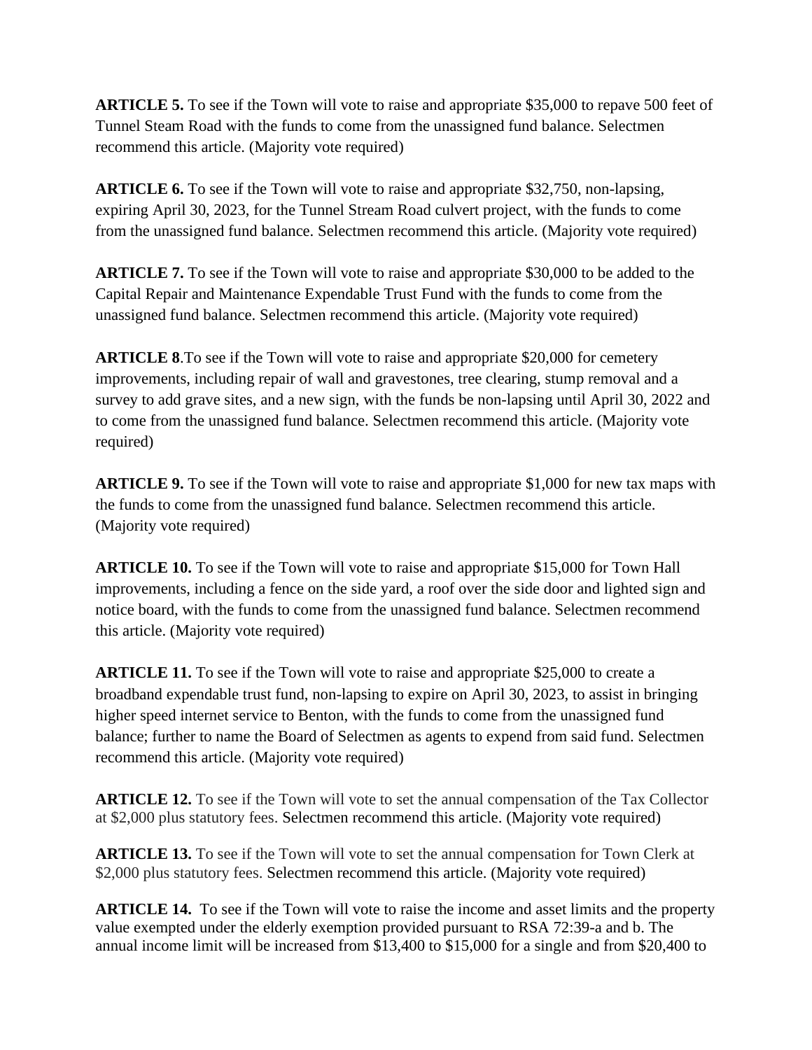**ARTICLE 5.** To see if the Town will vote to raise and appropriate $35,000 to repave 500 feet of Tunnel Steam Road with the funds to come from the unassigned fund balance. Selectmen recommend this article. (Majority vote required)

**ARTICLE 6.** To see if the Town will vote to raise and appropriate $32,750, non-lapsing, expiring April 30, 2023, for the Tunnel Stream Road culvert project, with the funds to come from the unassigned fund balance. Selectmen recommend this article. (Majority vote required)

**ARTICLE 7.** To see if the Town will vote to raise and appropriate $30,000 to be added to the Capital Repair and Maintenance Expendable Trust Fund with the funds to come from the unassigned fund balance. Selectmen recommend this article. (Majority vote required)

**ARTICLE 8**.To see if the Town will vote to raise and appropriate $20,000 for cemetery improvements, including repair of wall and gravestones, tree clearing, stump removal and a survey to add grave sites, and a new sign, with the funds be non-lapsing until April 30, 2022 and to come from the unassigned fund balance. Selectmen recommend this article. (Majority vote required)

**ARTICLE 9.** To see if the Town will vote to raise and appropriate $1,000 for new tax maps with the funds to come from the unassigned fund balance. Selectmen recommend this article. (Majority vote required)

**ARTICLE 10.** To see if the Town will vote to raise and appropriate $15,000 for Town Hall improvements, including a fence on the side yard, a roof over the side door and lighted sign and notice board, with the funds to come from the unassigned fund balance. Selectmen recommend this article. (Majority vote required)

**ARTICLE 11.** To see if the Town will vote to raise and appropriate $25,000 to create a broadband expendable trust fund, non-lapsing to expire on April 30, 2023, to assist in bringing higher speed internet service to Benton, with the funds to come from the unassigned fund balance; further to name the Board of Selectmen as agents to expend from said fund. Selectmen recommend this article. (Majority vote required)

**ARTICLE 12.** To see if the Town will vote to set the annual compensation of the Tax Collector at $2,000 plus statutory fees. Selectmen recommend this article. (Majority vote required)

**ARTICLE 13.** To see if the Town will vote to set the annual compensation for Town Clerk at $2,000 plus statutory fees. Selectmen recommend this article. (Majority vote required)

**ARTICLE 14.** To see if the Town will vote to raise the income and asset limits and the property value exempted under the elderly exemption provided pursuant to RSA 72:39-a and b. The annual income limit will be increased from $13,400 to $15,000 for a single and from $20,400 to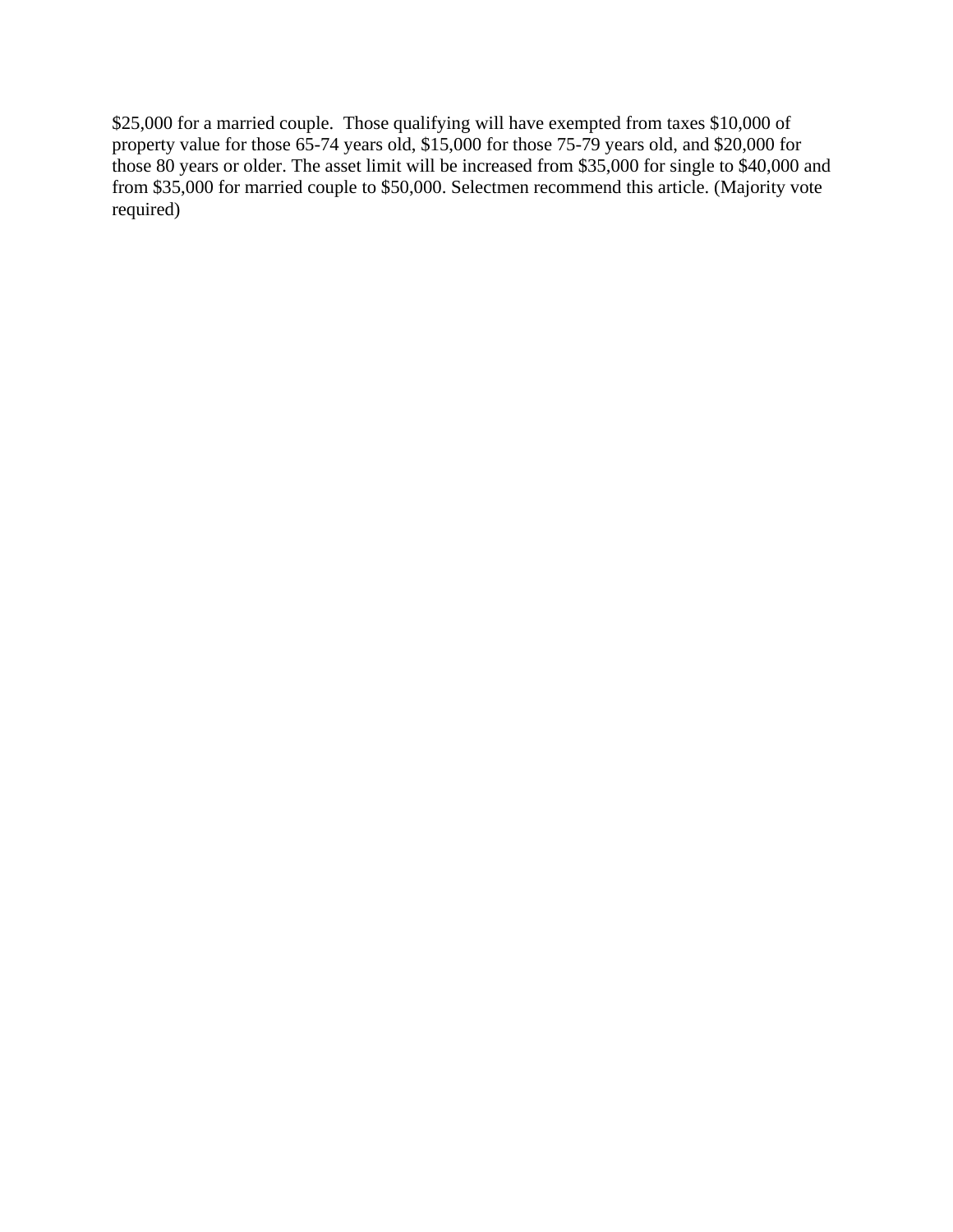$25,000 for a married couple.  Those qualifying will have exempted from taxes $10,000 of property value for those 65-74 years old, $15,000 for those 75-79 years old, and $20,000 for those 80 years or older. The asset limit will be increased from $35,000 for single to $40,000 and from $35,000 for married couple to $50,000. Selectmen recommend this article. (Majority vote required)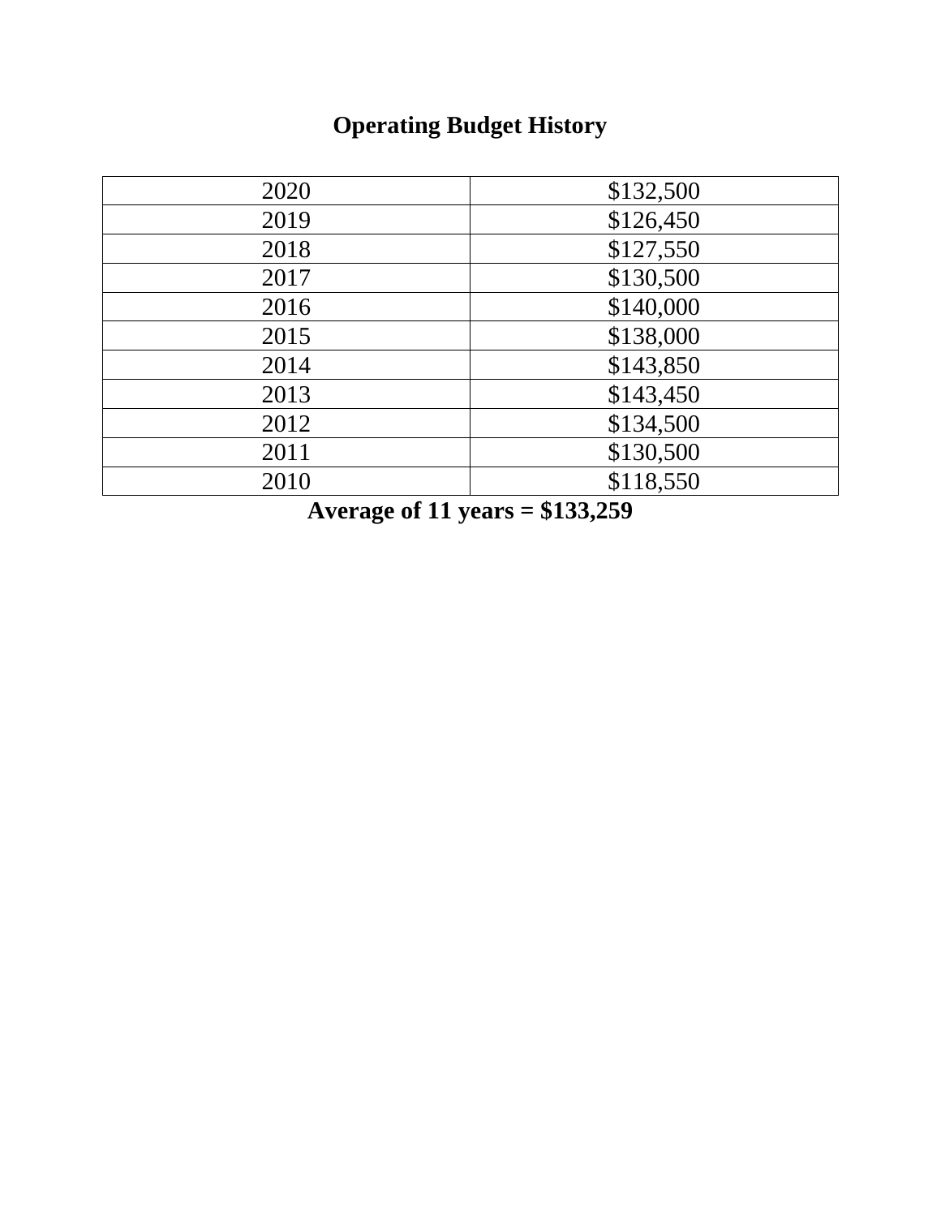## Operating Budget History

| | |
|---|---|
| 2020 | $132,500 |
| 2019 | $126,450 |
| 2018 | $127,550 |
| 2017 | $130,500 |
| 2016 | $140,000 |
| 2015 | $138,000 |
| 2014 | $143,850 |
| 2013 | $143,450 |
| 2012 | $134,500 |
| 2011 | $130,500 |
| 2010 | $118,550 |

**Average of 11 years = $133,259**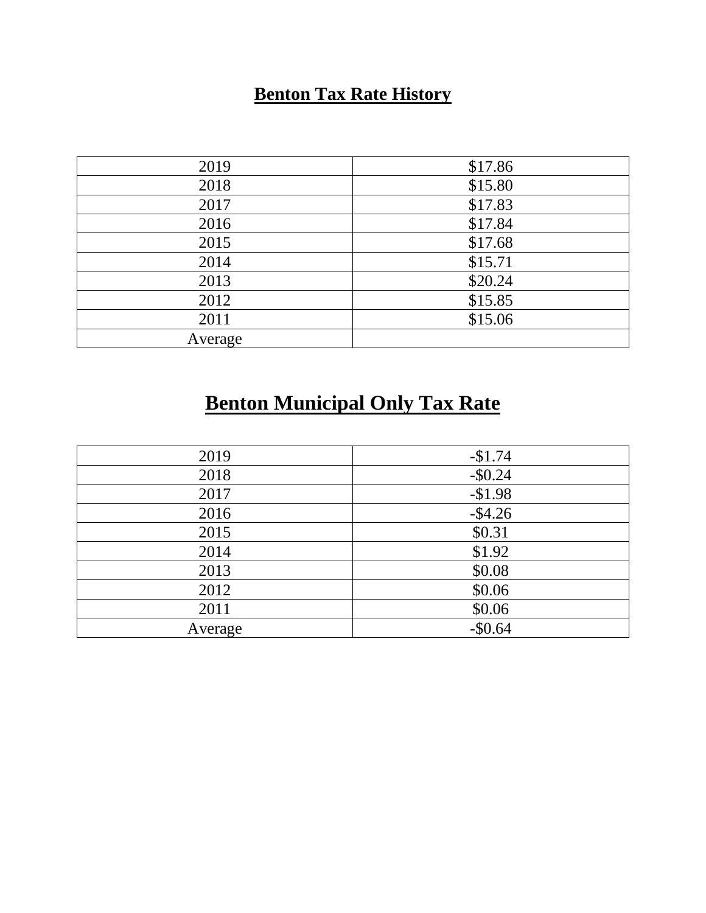## Benton Tax Rate History

| | |
|---|---|
| 2019 | $17.86 |
| 2018 | $15.80 |
| 2017 | $17.83 |
| 2016 | $17.84 |
| 2015 | $17.68 |
| 2014 | $15.71 |
| 2013 | $20.24 |
| 2012 | $15.85 |
| 2011 | $15.06 |
| Average | |

## Benton Municipal Only Tax Rate

| | |
|---|---|
| 2019 | -$1.74 |
| 2018 | -$0.24 |
| 2017 | -$1.98 |
| 2016 | -$4.26 |
| 2015 | $0.31 |
| 2014 | $1.92 |
| 2013 | $0.08 |
| 2012 | $0.06 |
| 2011 | $0.06 |
| Average | -$0.64 |